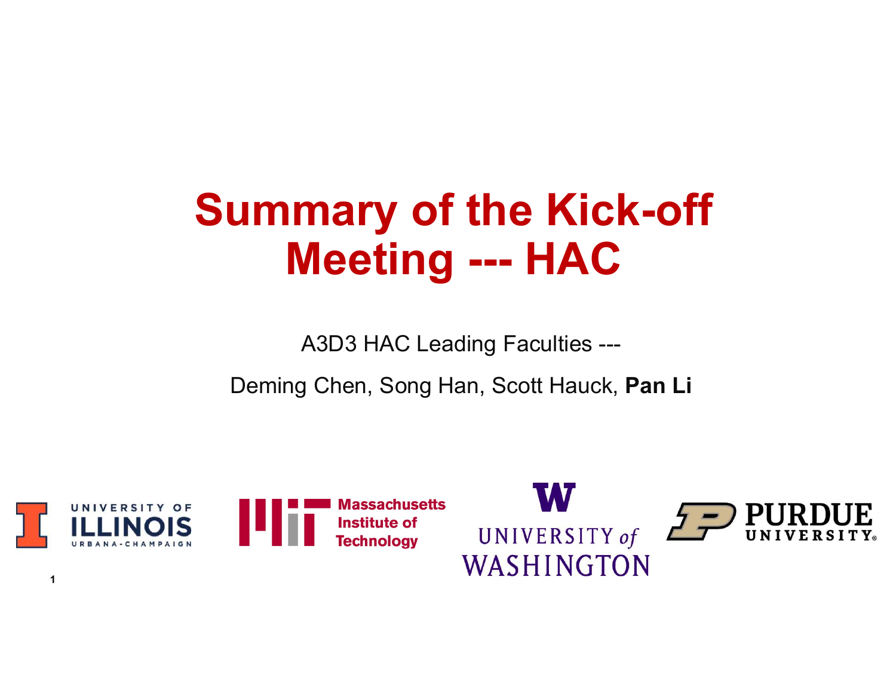# Summary of the Kick-off Meeting --- HAC

A3D3 HAC Leading Faculties ---

Deming Chen, Song Han, Scott Hauck, **Pan Li**

UNIVERSITY OF ILLINOIS URBANA-CHAMPAIGN

Massachusetts Institute of Technology

UNIVERSITY of WASHINGTON

PURDUE UNIVERSITY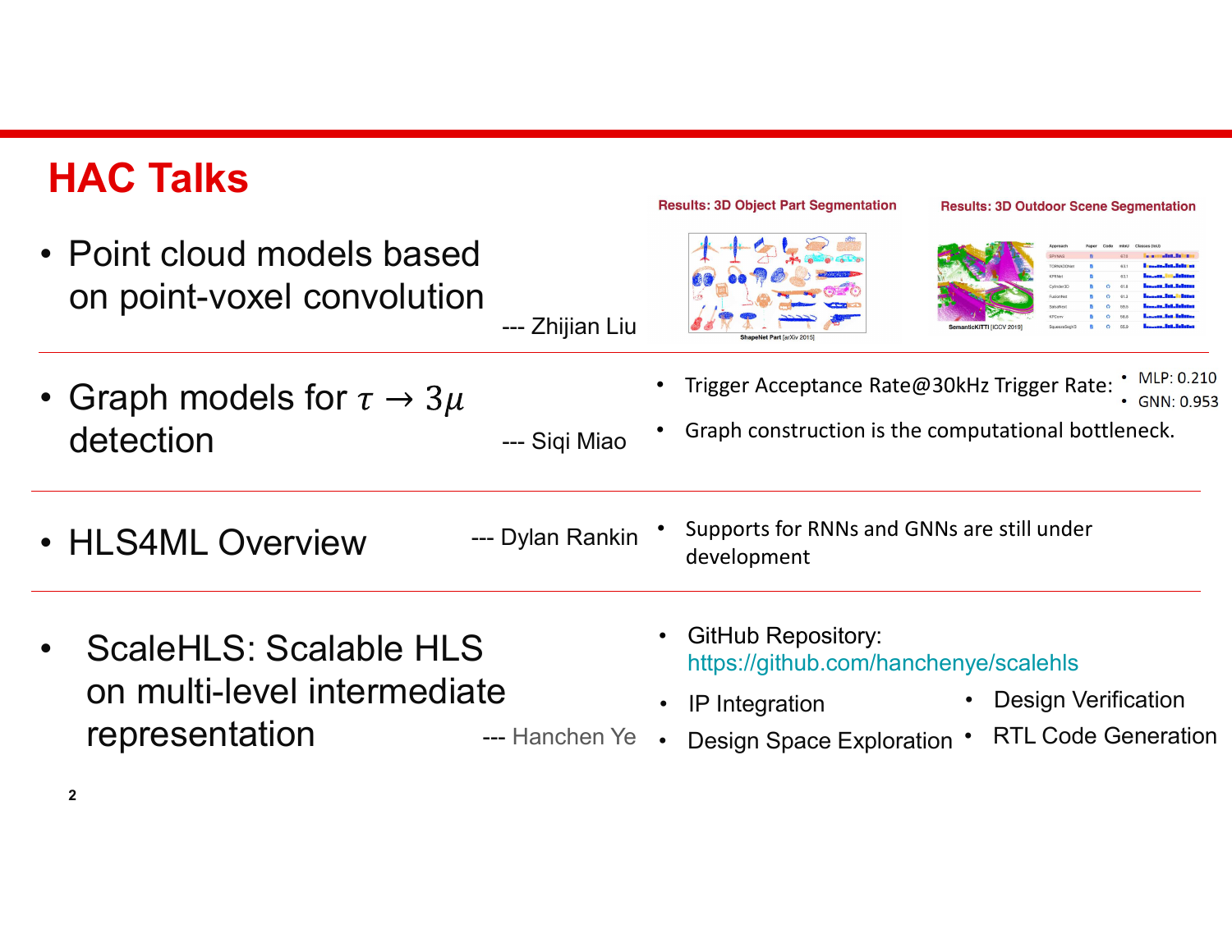# HAC Talks

- Point cloud models based on point-voxel convolution --- Zhijian Liu
  - Results: 3D Object Part Segmentation
  - Results: 3D Outdoor Scene Segmentation

- Graph models for $\tau \rightarrow 3\mu$ detection --- Siqi Miao
  - Trigger Acceptance Rate@30kHz Trigger Rate:
    - MLP: 0.210
    - GNN: 0.953
  - Graph construction is the computational bottleneck.

- HLS4ML Overview --- Dylan Rankin
  - Supports for RNNs and GNNs are still under development

- ScaleHLS: Scalable HLS on multi-level intermediate representation --- Hanchen Ye
  - GitHub Repository: https://github.com/hanchenye/scalehls
  - IP Integration
  - Design Space Exploration
  - Design Verification
  - RTL Code Generation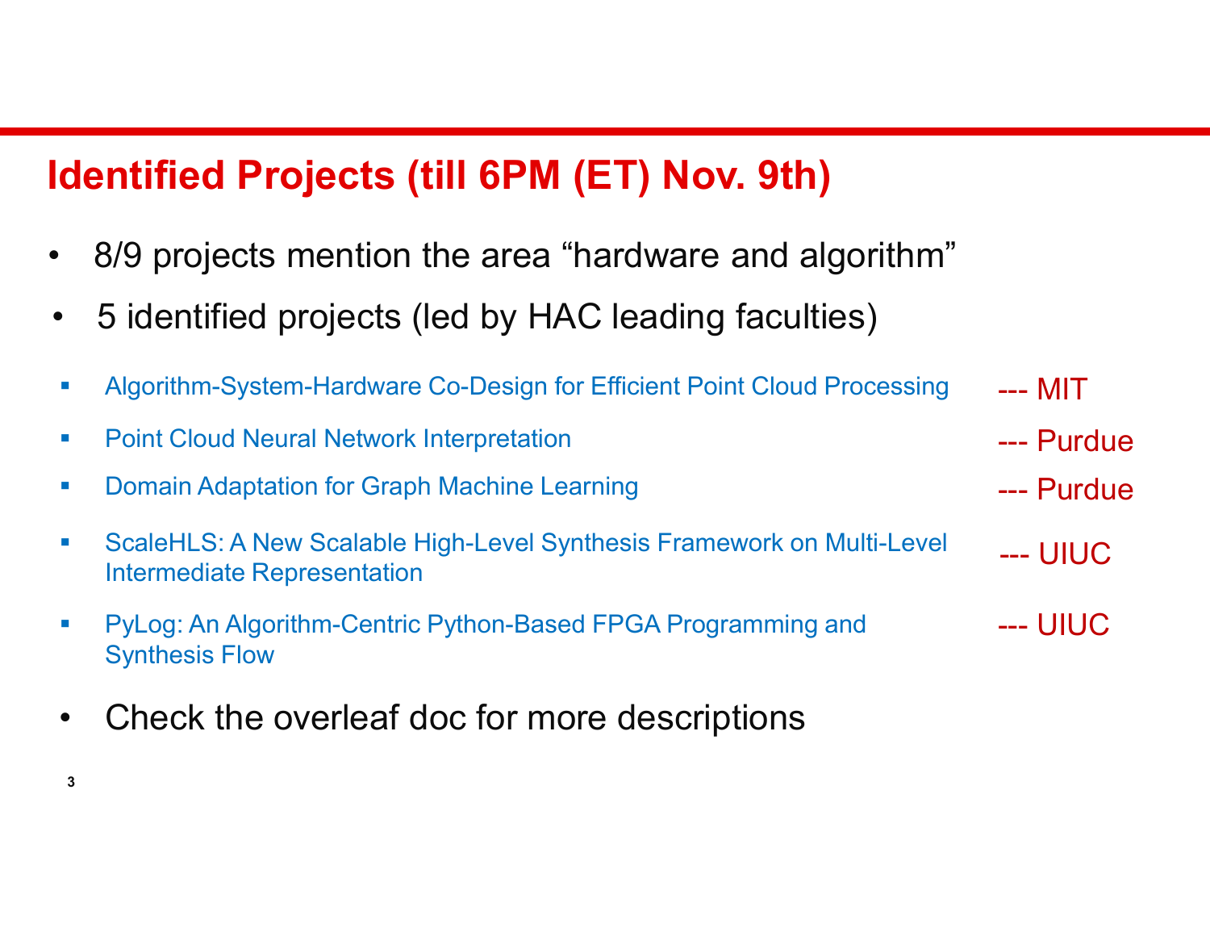## Identified Projects (till 6PM (ET) Nov. 9th)

- 8/9 projects mention the area “hardware and algorithm”
- 5 identified projects (led by HAC leading faculties)
  - Algorithm-System-Hardware Co-Design for Efficient Point Cloud Processing --- MIT
  - Point Cloud Neural Network Interpretation --- Purdue
  - Domain Adaptation for Graph Machine Learning --- Purdue
  - ScaleHLS: A New Scalable High-Level Synthesis Framework on Multi-Level Intermediate Representation --- UIUC
  - PyLog: An Algorithm-Centric Python-Based FPGA Programming and Synthesis Flow --- UIUC
- Check the overleaf doc for more descriptions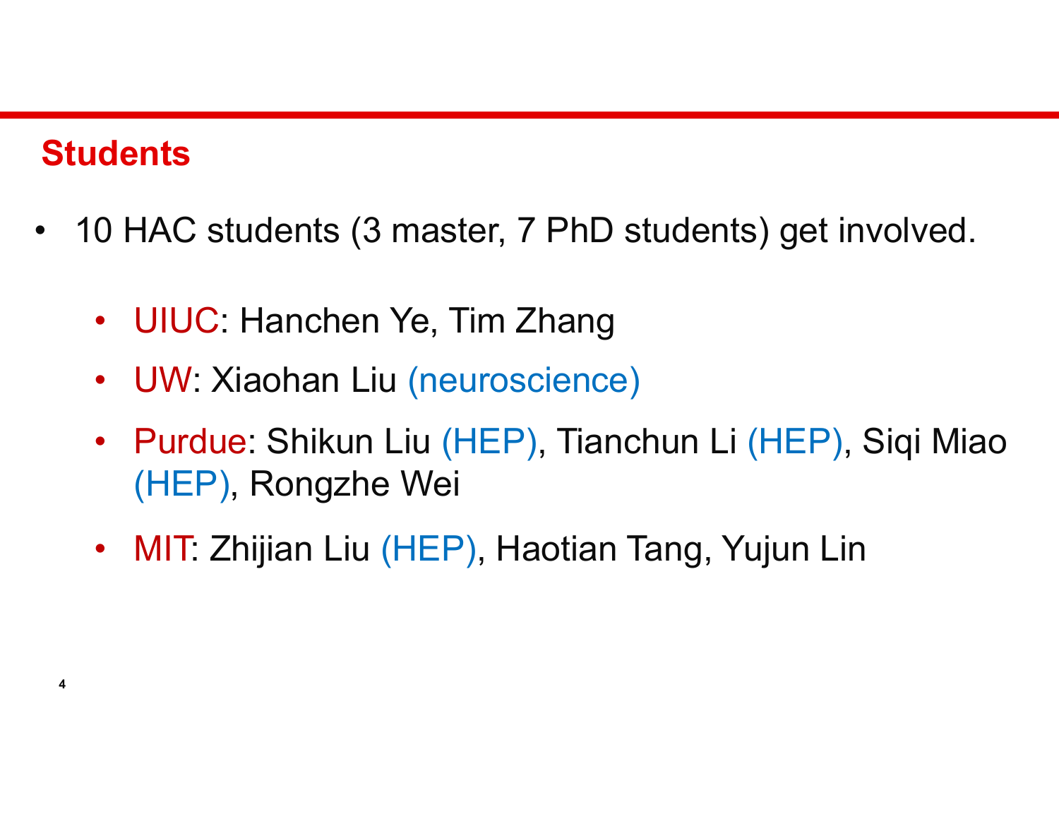## Students

- 10 HAC students (3 master, 7 PhD students) get involved.
  - UIUC: Hanchen Ye, Tim Zhang
  - UW: Xiaohan Liu (neuroscience)
  - Purdue: Shikun Liu (HEP), Tianchun Li (HEP), Siqi Miao (HEP), Rongzhe Wei
  - MIT: Zhijian Liu (HEP), Haotian Tang, Yujun Lin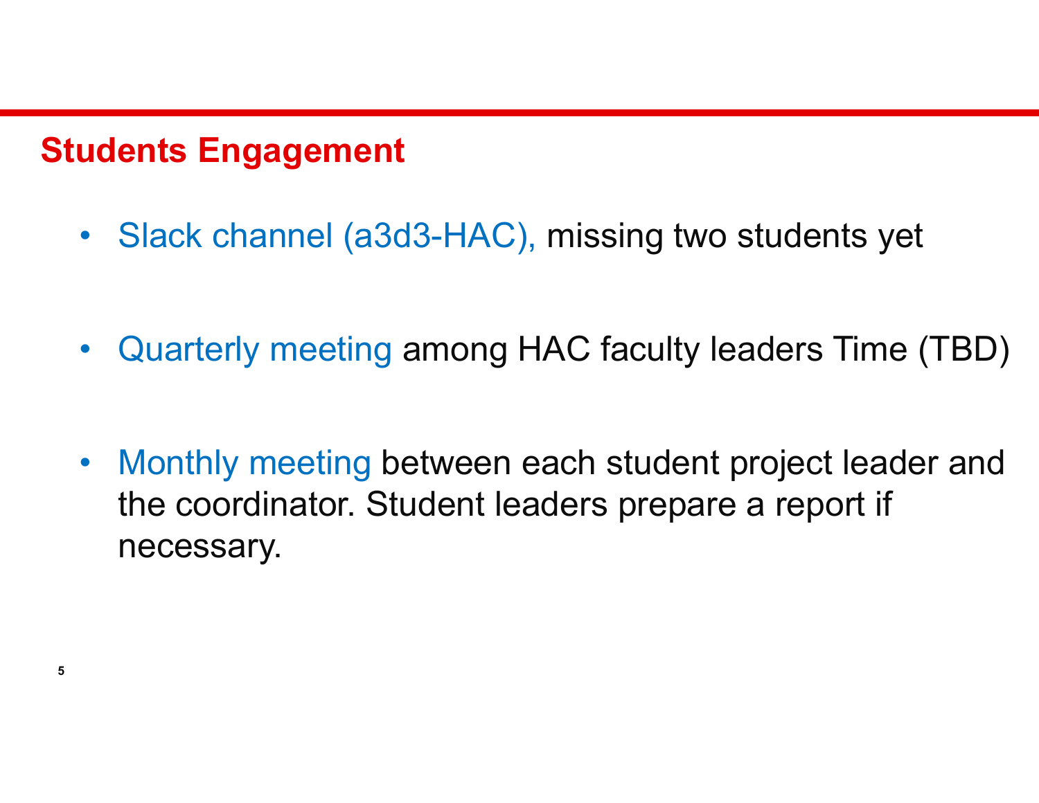## Students Engagement

- Slack channel (a3d3-HAC), missing two students yet
- Quarterly meeting among HAC faculty leaders Time (TBD)
- Monthly meeting between each student project leader and the coordinator. Student leaders prepare a report if necessary.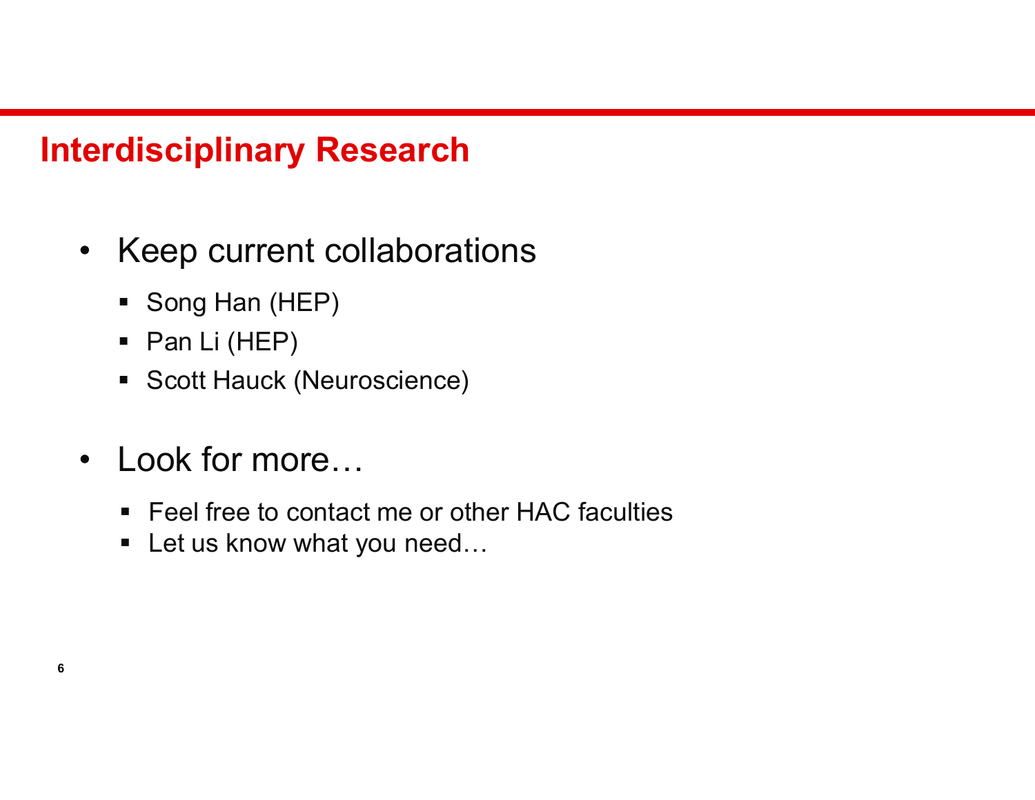# Interdisciplinary Research

- Keep current collaborations
  - Song Han (HEP)
  - Pan Li (HEP)
  - Scott Hauck (Neuroscience)
- Look for more…
  - Feel free to contact me or other HAC faculties
  - Let us know what you need…